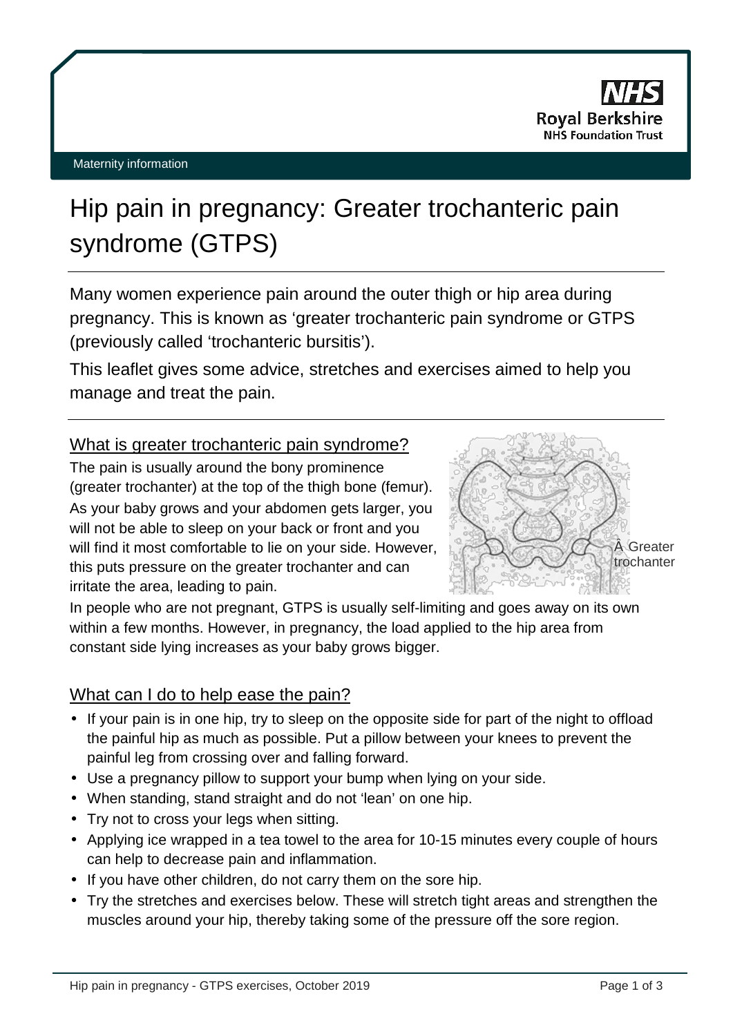Maternity information

# Hip pain in pregnancy: Greater trochanteric pain syndrome (GTPS)

Many women experience pain around the outer thigh or hip area during pregnancy. This is known as 'greater trochanteric pain syndrome or GTPS (previously called 'trochanteric bursitis').

This leaflet gives some advice, stretches and exercises aimed to help you manage and treat the pain.

## What is greater trochanteric pain syndrome?

The pain is usually around the bony prominence (greater trochanter) at the top of the thigh bone (femur). As your baby grows and your abdomen gets larger, you will not be able to sleep on your back or front and you will find it most comfortable to lie on your side. However, this puts pressure on the greater trochanter and can irritate the area, leading to pain.

Greater trochanter

In people who are not pregnant, GTPS is usually self-limiting and goes away on its own within a few months. However, in pregnancy, the load applied to the hip area from constant side lying increases as your baby grows bigger.

## What can I do to help ease the pain?

- If your pain is in one hip, try to sleep on the opposite side for part of the night to offload the painful hip as much as possible. Put a pillow between your knees to prevent the painful leg from crossing over and falling forward.
- Use a pregnancy pillow to support your bump when lying on your side.
- When standing, stand straight and do not 'lean' on one hip.
- Try not to cross your legs when sitting.
- Applying ice wrapped in a tea towel to the area for 10-15 minutes every couple of hours can help to decrease pain and inflammation.
- If you have other children, do not carry them on the sore hip.
- Try the stretches and exercises below. These will stretch tight areas and strengthen the muscles around your hip, thereby taking some of the pressure off the sore region.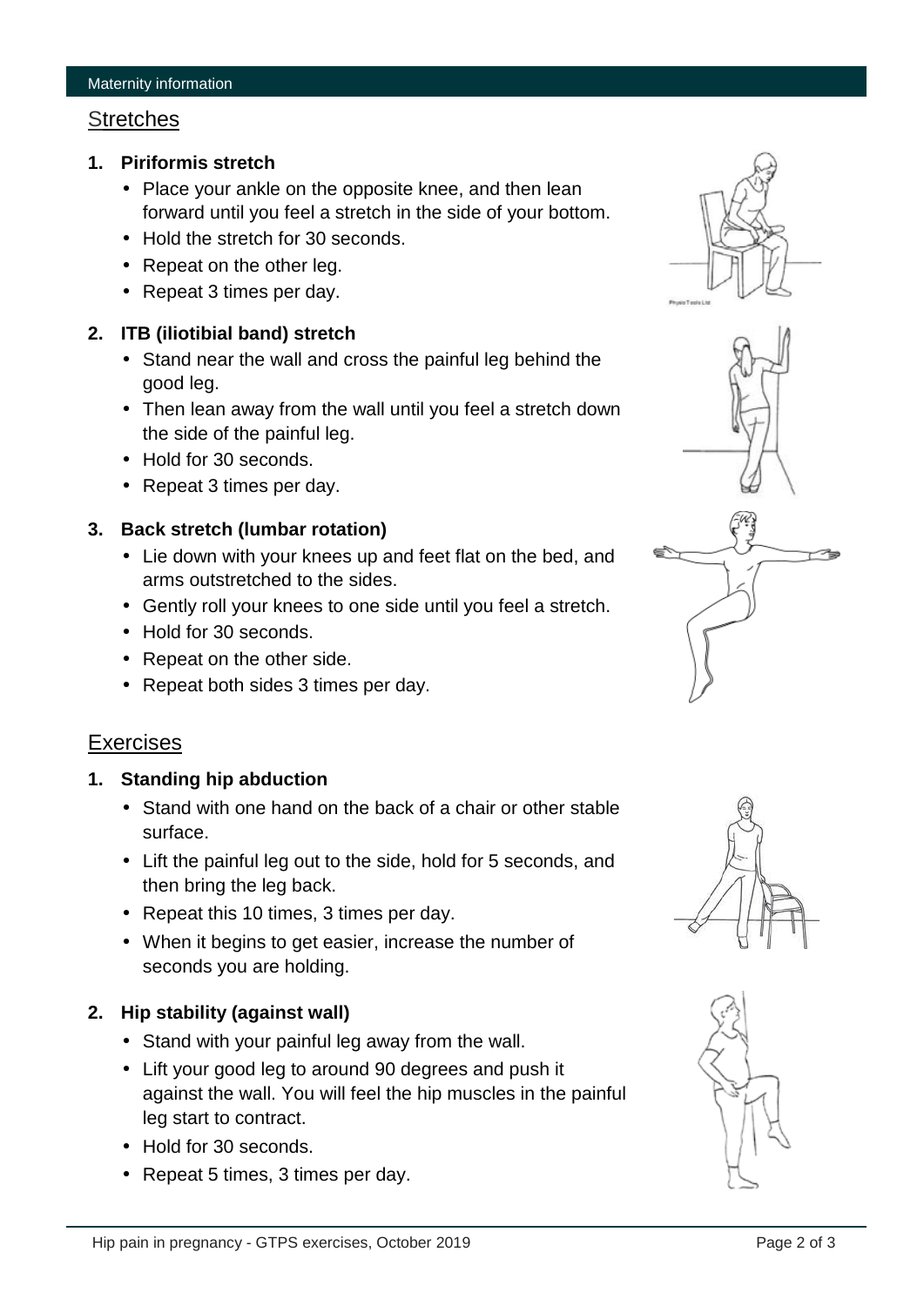## Stretches

1. **Piriformis stretch**
    - Place your ankle on the opposite knee, and then lean forward until you feel a stretch in the side of your bottom.
    - Hold the stretch for 30 seconds.
    - Repeat on the other leg.
    - Repeat 3 times per day.

2. **ITB (iliotibial band) stretch**
    - Stand near the wall and cross the painful leg behind the good leg.
    - Then lean away from the wall until you feel a stretch down the side of the painful leg.
    - Hold for 30 seconds.
    - Repeat 3 times per day.

3. **Back stretch (lumbar rotation)**
    - Lie down with your knees up and feet flat on the bed, and arms outstretched to the sides.
    - Gently roll your knees to one side until you feel a stretch.
    - Hold for 30 seconds.
    - Repeat on the other side.
    - Repeat both sides 3 times per day.

## Exercises

1. **Standing hip abduction**
    - Stand with one hand on the back of a chair or other stable surface.
    - Lift the painful leg out to the side, hold for 5 seconds, and then bring the leg back.
    - Repeat this 10 times, 3 times per day.
    - When it begins to get easier, increase the number of seconds you are holding.

2. **Hip stability (against wall)**
    - Stand with your painful leg away from the wall.
    - Lift your good leg to around 90 degrees and push it against the wall. You will feel the hip muscles in the painful leg start to contract.
    - Hold for 30 seconds.
    - Repeat 5 times, 3 times per day.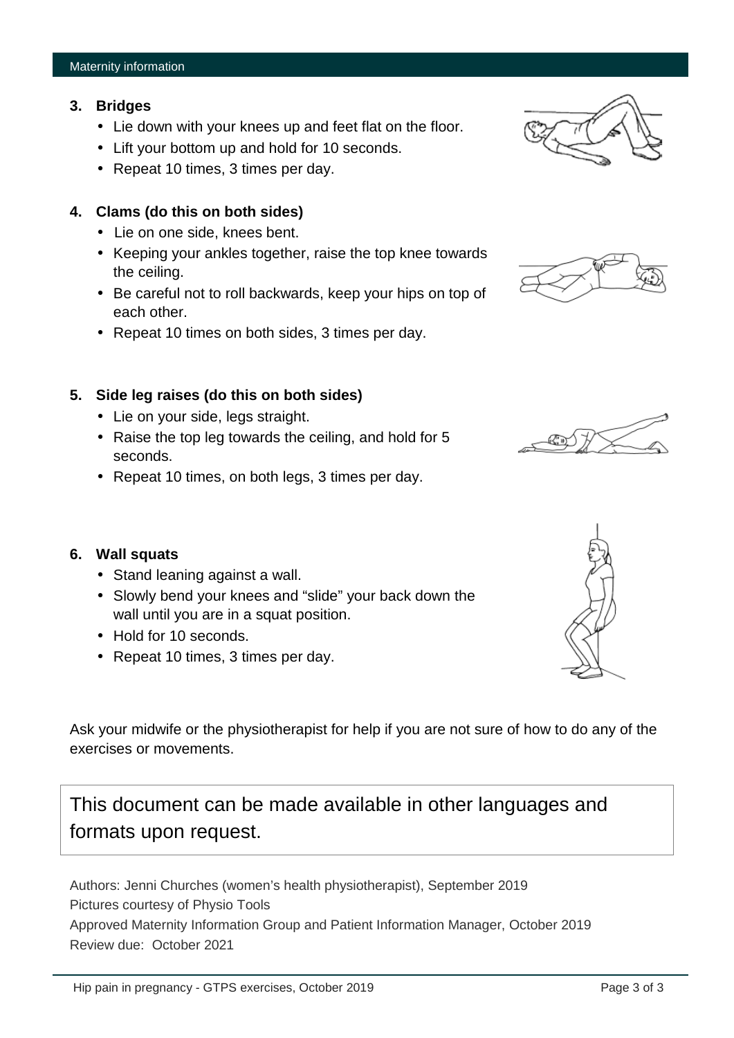### 3. Bridges

- Lie down with your knees up and feet flat on the floor.
- Lift your bottom up and hold for 10 seconds.
- Repeat 10 times, 3 times per day.

### 4. Clams (do this on both sides)

- Lie on one side, knees bent.
- Keeping your ankles together, raise the top knee towards the ceiling.
- Be careful not to roll backwards, keep your hips on top of each other.
- Repeat 10 times on both sides, 3 times per day.

### 5. Side leg raises (do this on both sides)

- Lie on your side, legs straight.
- Raise the top leg towards the ceiling, and hold for 5 seconds.
- Repeat 10 times, on both legs, 3 times per day.

### 6. Wall squats

- Stand leaning against a wall.
- Slowly bend your knees and "slide" your back down the wall until you are in a squat position.
- Hold for 10 seconds.
- Repeat 10 times, 3 times per day.

Ask your midwife or the physiotherapist for help if you are not sure of how to do any of the exercises or movements.

This document can be made available in other languages and formats upon request.

Authors: Jenni Churches (women's health physiotherapist), September 2019
Pictures courtesy of Physio Tools
Approved Maternity Information Group and Patient Information Manager, October 2019
Review due: October 2021